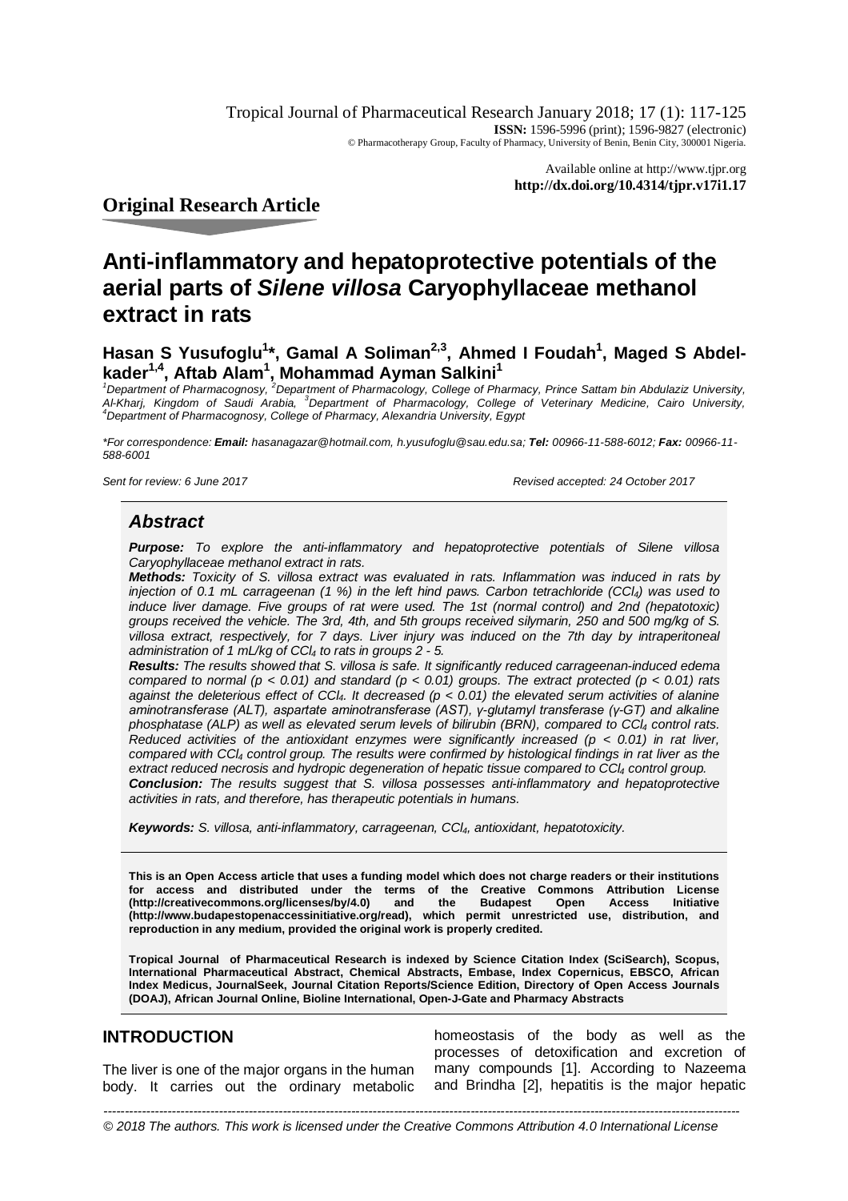Tropical Journal of Pharmaceutical Research January 2018; 17 (1): 117-125
**ISSN:** 1596-5996 (print); 1596-9827 (electronic)
© Pharmacotherapy Group, Faculty of Pharmacy, University of Benin, Benin City, 300001 Nigeria.

Available online at http://www.tjpr.org
**http://dx.doi.org/10.4314/tjpr.v17i1.17**

## Original Research Article

# Anti-inflammatory and hepatoprotective potentials of the aerial parts of *Silene villosa* Caryophyllaceae methanol extract in rats

**Hasan S Yusufoglu[1]\*, Gamal A Soliman[2,3], Ahmed I Foudah[1], Maged S Abdel-kader[1,4], Aftab Alam[1], Mohammad Ayman Salkini[1]**

*[1]Department of Pharmacognosy, [2]Department of Pharmacology, College of Pharmacy, Prince Sattam bin Abdulaziz University, Al-Kharj, Kingdom of Saudi Arabia, [3]Department of Pharmacology, College of Veterinary Medicine, Cairo University, [4]Department of Pharmacognosy, College of Pharmacy, Alexandria University, Egypt*

*\*For correspondence: **Email:** hasanagazar@hotmail.com, h.yusufoglu@sau.edu.sa; **Tel:** 00966-11-588-6012; **Fax:** 00966-11-588-6001*

*Sent for review: 6 June 2017* *Revised accepted: 24 October 2017*

## *Abstract*

***Purpose:*** *To explore the anti-inflammatory and hepatoprotective potentials of Silene villosa Caryophyllaceae methanol extract in rats.*

***Methods:*** *Toxicity of S. villosa extract was evaluated in rats. Inflammation was induced in rats by injection of 0.1 mL carrageenan (1 %) in the left hind paws. Carbon tetrachloride ($CCl_4$) was used to induce liver damage. Five groups of rat were used. The 1st (normal control) and 2nd (hepatotoxic) groups received the vehicle. The 3rd, 4th, and 5th groups received silymarin, 250 and 500 mg/kg of S. villosa extract, respectively, for 7 days. Liver injury was induced on the 7th day by intraperitoneal administration of 1 mL/kg of $CCl_4$ to rats in groups 2 - 5.*

***Results:*** *The results showed that S. villosa is safe. It significantly reduced carrageenan-induced edema compared to normal ($p < 0.01$) and standard ($p < 0.01$) groups. The extract protected ($p < 0.01$) rats against the deleterious effect of $CCl_4$. It decreased ($p < 0.01$) the elevated serum activities of alanine aminotransferase (ALT), aspartate aminotransferase (AST), γ-glutamyl transferase (γ-GT) and alkaline phosphatase (ALP) as well as elevated serum levels of bilirubin (BRN), compared to $CCl_4$ control rats. Reduced activities of the antioxidant enzymes were significantly increased ($p < 0.01$) in rat liver, compared with $CCl_4$ control group. The results were confirmed by histological findings in rat liver as the extract reduced necrosis and hydropic degeneration of hepatic tissue compared to $CCl_4$ control group.*

***Conclusion:*** *The results suggest that S. villosa possesses anti-inflammatory and hepatoprotective activities in rats, and therefore, has therapeutic potentials in humans.*

***Keywords:*** *S. villosa, anti-inflammatory, carrageenan, $CCl_4$, antioxidant, hepatotoxicity.*

**This is an Open Access article that uses a funding model which does not charge readers or their institutions for access and distributed under the terms of the Creative Commons Attribution License (http://creativecommons.org/licenses/by/4.0) and the Budapest Open Access Initiative (http://www.budapestopenaccessinitiative.org/read), which permit unrestricted use, distribution, and reproduction in any medium, provided the original work is properly credited.**

**Tropical Journal of Pharmaceutical Research is indexed by Science Citation Index (SciSearch), Scopus, International Pharmaceutical Abstract, Chemical Abstracts, Embase, Index Copernicus, EBSCO, African Index Medicus, JournalSeek, Journal Citation Reports/Science Edition, Directory of Open Access Journals (DOAJ), African Journal Online, Bioline International, Open-J-Gate and Pharmacy Abstracts**

## INTRODUCTION

The liver is one of the major organs in the human body. It carries out the ordinary metabolic homeostasis of the body as well as the processes of detoxification and excretion of many compounds [1]. According to Nazeema and Brindha [2], hepatitis is the major hepatic

*© 2018 The authors. This work is licensed under the Creative Commons Attribution 4.0 International License*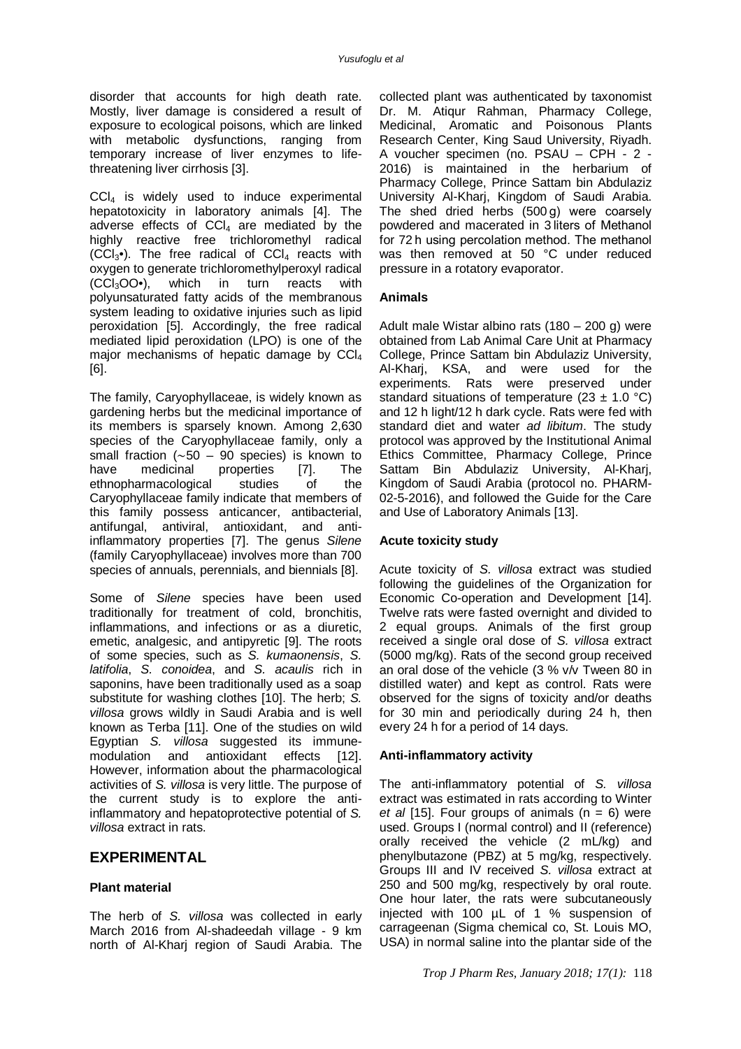disorder that accounts for high death rate. Mostly, liver damage is considered a result of exposure to ecological poisons, which are linked with metabolic dysfunctions, ranging from temporary increase of liver enzymes to life-threatening liver cirrhosis [3].

$CCl_4$ is widely used to induce experimental hepatotoxicity in laboratory animals [4]. The adverse effects of $CCl_4$ are mediated by the highly reactive free trichloromethyl radical ($CCl_3$•). The free radical of $CCl_4$ reacts with oxygen to generate trichloromethylperoxyl radical ($CCl_3OO$•), which in turn reacts with polyunsaturated fatty acids of the membranous system leading to oxidative injuries such as lipid peroxidation [5]. Accordingly, the free radical mediated lipid peroxidation (LPO) is one of the major mechanisms of hepatic damage by $CCl_4$ [6].

The family, Caryophyllaceae, is widely known as gardening herbs but the medicinal importance of its members is sparsely known. Among 2,630 species of the Caryophyllaceae family, only a small fraction (~50 – 90 species) is known to have medicinal properties [7]. The ethnopharmacological studies of the Caryophyllaceae family indicate that members of this family possess anticancer, antibacterial, antifungal, antiviral, antioxidant, and anti-inflammatory properties [7]. The genus *Silene* (family Caryophyllaceae) involves more than 700 species of annuals, perennials, and biennials [8].

Some of *Silene* species have been used traditionally for treatment of cold, bronchitis, inflammations, and infections or as a diuretic, emetic, analgesic, and antipyretic [9]. The roots of some species, such as *S. kumaonensis*, *S. latifolia*, *S. conoidea*, and *S. acaulis* rich in saponins, have been traditionally used as a soap substitute for washing clothes [10]. The herb; *S. villosa* grows wildly in Saudi Arabia and is well known as Terba [11]. One of the studies on wild Egyptian *S. villosa* suggested its immune-modulation and antioxidant effects [12]. However, information about the pharmacological activities of *S. villosa* is very little. The purpose of the current study is to explore the anti-inflammatory and hepatoprotective potential of *S. villosa* extract in rats.

## EXPERIMENTAL

### Plant material

The herb of *S. villosa* was collected in early March 2016 from Al-shadeedah village - 9 km north of Al-Kharj region of Saudi Arabia. The collected plant was authenticated by taxonomist Dr. M. Atiqur Rahman, Pharmacy College, Medicinal, Aromatic and Poisonous Plants Research Center, King Saud University, Riyadh. A voucher specimen (no. PSAU – CPH - 2 - 2016) is maintained in the herbarium of Pharmacy College, Prince Sattam bin Abdulaziz University Al-Kharj, Kingdom of Saudi Arabia. The shed dried herbs (500 g) were coarsely powdered and macerated in 3 liters of Methanol for 72 h using percolation method. The methanol was then removed at 50 °C under reduced pressure in a rotatory evaporator.

### Animals

Adult male Wistar albino rats (180 – 200 g) were obtained from Lab Animal Care Unit at Pharmacy College, Prince Sattam bin Abdulaziz University, Al-Kharj, KSA, and were used for the experiments. Rats were preserved under standard situations of temperature (23 ± 1.0 °C) and 12 h light/12 h dark cycle. Rats were fed with standard diet and water *ad libitum*. The study protocol was approved by the Institutional Animal Ethics Committee, Pharmacy College, Prince Sattam Bin Abdulaziz University, Al-Kharj, Kingdom of Saudi Arabia (protocol no. PHARM-02-5-2016), and followed the Guide for the Care and Use of Laboratory Animals [13].

### Acute toxicity study

Acute toxicity of *S. villosa* extract was studied following the guidelines of the Organization for Economic Co-operation and Development [14]. Twelve rats were fasted overnight and divided to 2 equal groups. Animals of the first group received a single oral dose of *S. villosa* extract (5000 mg/kg). Rats of the second group received an oral dose of the vehicle (3 % v/v Tween 80 in distilled water) and kept as control. Rats were observed for the signs of toxicity and/or deaths for 30 min and periodically during 24 h, then every 24 h for a period of 14 days.

### Anti-inflammatory activity

The anti-inflammatory potential of *S. villosa* extract was estimated in rats according to Winter *et al* [15]. Four groups of animals (n = 6) were used. Groups I (normal control) and II (reference) orally received the vehicle (2 mL/kg) and phenylbutazone (PBZ) at 5 mg/kg, respectively. Groups III and IV received *S. villosa* extract at 250 and 500 mg/kg, respectively by oral route. One hour later, the rats were subcutaneously injected with 100 µL of 1 % suspension of carrageenan (Sigma chemical co, St. Louis MO, USA) in normal saline into the plantar side of the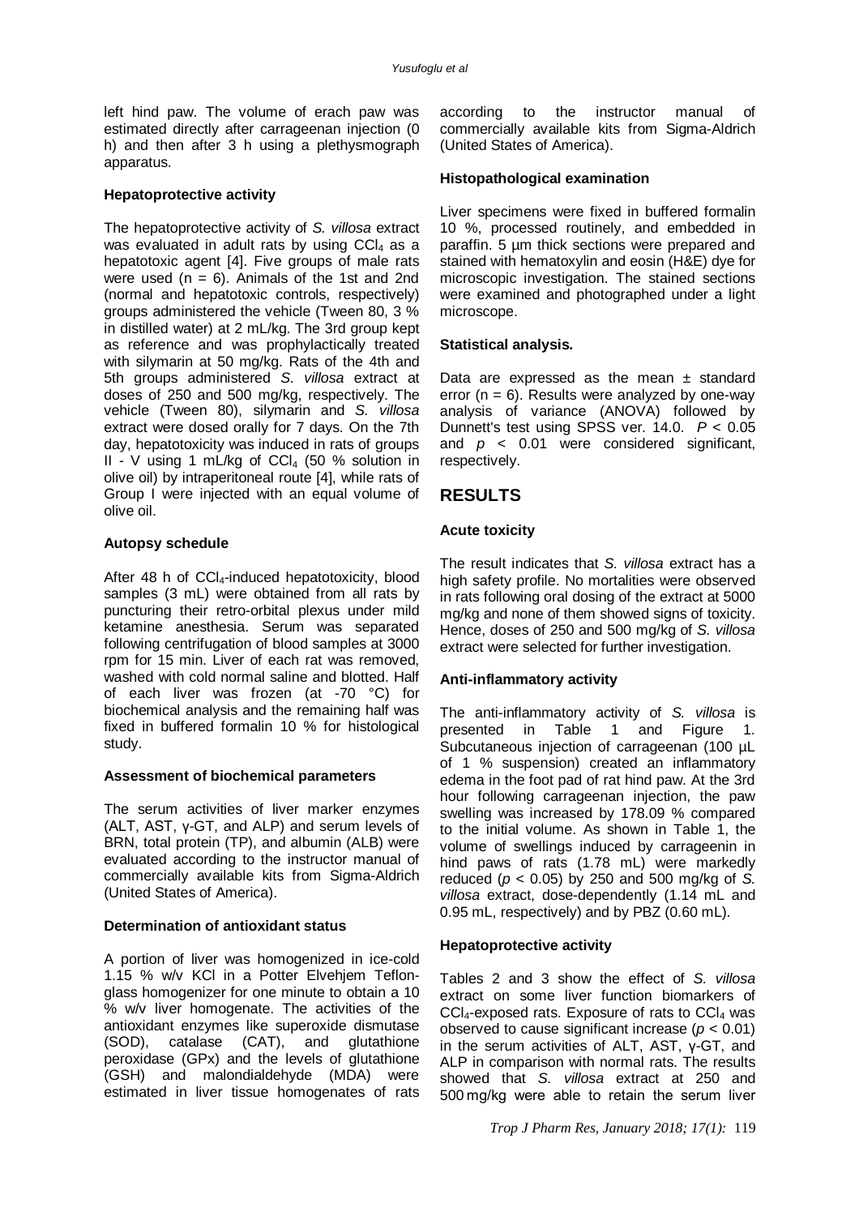left hind paw. The volume of erach paw was estimated directly after carrageenan injection (0 h) and then after 3 h using a plethysmograph apparatus.

**Hepatoprotective activity**

The hepatoprotective activity of *S. villosa* extract was evaluated in adult rats by using $CCl_4$ as a hepatotoxic agent [4]. Five groups of male rats were used (n = 6). Animals of the 1st and 2nd (normal and hepatotoxic controls, respectively) groups administered the vehicle (Tween 80, 3 % in distilled water) at 2 mL/kg. The 3rd group kept as reference and was prophylactically treated with silymarin at 50 mg/kg. Rats of the 4th and 5th groups administered *S. villosa* extract at doses of 250 and 500 mg/kg, respectively. The vehicle (Tween 80), silymarin and *S. villosa* extract were dosed orally for 7 days. On the 7th day, hepatotoxicity was induced in rats of groups II - V using 1 mL/kg of $CCl_4$ (50 % solution in olive oil) by intraperitoneal route [4], while rats of Group I were injected with an equal volume of olive oil.

**Autopsy schedule**

After 48 h of $CCl_4$-induced hepatotoxicity, blood samples (3 mL) were obtained from all rats by puncturing their retro-orbital plexus under mild ketamine anesthesia. Serum was separated following centrifugation of blood samples at 3000 rpm for 15 min. Liver of each rat was removed, washed with cold normal saline and blotted. Half of each liver was frozen (at -70 °C) for biochemical analysis and the remaining half was fixed in buffered formalin 10 % for histological study.

**Assessment of biochemical parameters**

The serum activities of liver marker enzymes (ALT, AST, γ-GT, and ALP) and serum levels of BRN, total protein (TP), and albumin (ALB) were evaluated according to the instructor manual of commercially available kits from Sigma-Aldrich (United States of America).

**Determination of antioxidant status**

A portion of liver was homogenized in ice-cold 1.15 % w/v KCl in a Potter Elvehjem Teflon-glass homogenizer for one minute to obtain a 10 % w/v liver homogenate. The activities of the antioxidant enzymes like superoxide dismutase (SOD), catalase (CAT), and glutathione peroxidase (GPx) and the levels of glutathione (GSH) and malondialdehyde (MDA) were estimated in liver tissue homogenates of rats according to the instructor manual of commercially available kits from Sigma-Aldrich (United States of America).

**Histopathological examination**

Liver specimens were fixed in buffered formalin 10 %, processed routinely, and embedded in paraffin. 5 µm thick sections were prepared and stained with hematoxylin and eosin (H&E) dye for microscopic investigation. The stained sections were examined and photographed under a light microscope.

**Statistical analysis.**

Data are expressed as the mean ± standard error (n = 6). Results were analyzed by one-way analysis of variance (ANOVA) followed by Dunnett's test using SPSS ver. 14.0. $P < 0.05$ and $p < 0.01$ were considered significant, respectively.

## RESULTS

**Acute toxicity**

The result indicates that *S. villosa* extract has a high safety profile. No mortalities were observed in rats following oral dosing of the extract at 5000 mg/kg and none of them showed signs of toxicity. Hence, doses of 250 and 500 mg/kg of *S. villosa* extract were selected for further investigation.

**Anti-inflammatory activity**

The anti-inflammatory activity of *S. villosa* is presented in Table 1 and Figure 1. Subcutaneous injection of carrageenan (100 µL of 1 % suspension) created an inflammatory edema in the foot pad of rat hind paw. At the 3rd hour following carrageenan injection, the paw swelling was increased by 178.09 % compared to the initial volume. As shown in Table 1, the volume of swellings induced by carrageenin in hind paws of rats (1.78 mL) were markedly reduced ($p < 0.05$) by 250 and 500 mg/kg of *S. villosa* extract, dose-dependently (1.14 mL and 0.95 mL, respectively) and by PBZ (0.60 mL).

**Hepatoprotective activity**

Tables 2 and 3 show the effect of *S. villosa* extract on some liver function biomarkers of $CCl_4$-exposed rats. Exposure of rats to $CCl_4$ was observed to cause significant increase ($p < 0.01$) in the serum activities of ALT, AST, γ-GT, and ALP in comparison with normal rats. The results showed that *S. villosa* extract at 250 and 500 mg/kg were able to retain the serum liver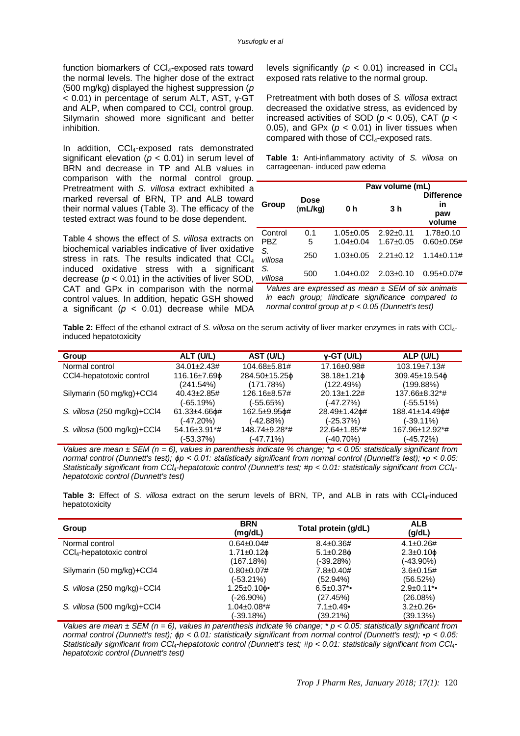function biomarkers of $CCl_4$-exposed rats toward the normal levels. The higher dose of the extract (500 mg/kg) displayed the highest suppression ($p < 0.01$) in percentage of serum ALT, AST, γ-GT and ALP, when compared to $CCl_4$ control group. Silymarin showed more significant and better inhibition.

In addition, $CCl_4$-exposed rats demonstrated significant elevation ($p < 0.01$) in serum level of BRN and decrease in TP and ALB values in comparison with the normal control group. Pretreatment with *S. villosa* extract exhibited a marked reversal of BRN, TP and ALB toward their normal values (Table 3). The efficacy of the tested extract was found to be dose dependent.

Table 4 shows the effect of *S. villosa* extracts on biochemical variables indicative of liver oxidative stress in rats. The results indicated that $CCl_4$ induced oxidative stress with a significant decrease ($p < 0.01$) in the activities of liver SOD, CAT and GPx in comparison with the normal control values. In addition, hepatic GSH showed a significant ($p < 0.01$) decrease while MDA levels significantly ($p < 0.01$) increased in $CCl_4$ exposed rats relative to the normal group.

Pretreatment with both doses of *S. villosa* extract decreased the oxidative stress, as evidenced by increased activities of SOD ($p < 0.05$), CAT ($p < 0.05$), and GPx ($p < 0.01$) in liver tissues when compared with those of $CCl_4$-exposed rats.

**Table 1:** Anti-inflammatory activity of *S. villosa* on carrageenan- induced paw edema

| Group | Dose (mL/kg) | Paw volume (mL) | | |
|---|---|---|---|---|
| | | 0 h | 3 h | Difference in paw volume |
| Control | 0.1 | 1.05±0.05 | 2.92±0.11 | 1.78±0.10 |
| PBZ | 5 | 1.04±0.04 | 1.67±0.05 | 0.60±0.05# |
| *S. villosa* | 250 | 1.03±0.05 | 2.21±0.12 | 1.14±0.11# |
| *S. villosa* | 500 | 1.04±0.02 | 2.03±0.10 | 0.95±0.07# |

*Values are expressed as mean ± SEM of six animals in each group; #indicate significance compared to normal control group at p < 0.05 (Dunnett's test)*

**Table 2:** Effect of the ethanol extract of *S. villosa* on the serum activity of liver marker enzymes in rats with $CCl_4$-induced hepatotoxicity

| Group | ALT (U/L) | AST (U/L) | γ-GT (U/L) | ALP (U/L) |
|---|---|---|---|---|
| Normal control | 34.01±2.43# | 104.68±5.81# | 17.16±0.98# | 103.19±7.13# |
| CCl4-hepatotoxic control | 116.16±7.69ϕ (241.54%) | 284.50±15.25ϕ (171.78%) | 38.18±1.21ϕ (122.49%) | 309.45±19.54ϕ (199.88%) |
| Silymarin (50 mg/kg)+CCl4 | 40.43±2.85# (-65.19%) | 126.16±8.57# (-55.65%) | 20.13±1.22# (-47.27%) | 137.66±8.32*# (-55.51%) |
| *S. villosa* (250 mg/kg)+CCl4 | 61.33±4.66ϕ# (-47.20%) | 162.5±9.95ϕ# (-42.88%) | 28.49±1.42ϕ# (-25.37%) | 188.41±14.49ϕ# (-39.11%) |
| *S. villosa* (500 mg/kg)+CCl4 | 54.16±3.91*# (-53.37%) | 148.74±9.28*# (-47.71%) | 22.64±1.85*# (-40.70%) | 167.96±12.92*# (-45.72%) |

*Values are mean ± SEM (n = 6), values in parenthesis indicate % change; \*p < 0.05: statistically significant from normal control (Dunnett's test); ϕp < 0.01: statistically significant from normal control (Dunnett's test); ▪p < 0.05: Statistically significant from $CCl_4$-hepatotoxic control (Dunnett's test; #p < 0.01: statistically significant from $CCl_4$-hepatotoxic control (Dunnett's test)*

**Table 3:** Effect of *S. villosa* extract on the serum levels of BRN, TP, and ALB in rats with $CCl_4$-induced hepatotoxicity

| Group | BRN (mg/dL) | Total protein (g/dL) | ALB (g/dL) |
|---|---|---|---|
| Normal control | 0.64±0.04# | 8.4±0.36# | 4.1±0.26# |
| $CCl_4$-hepatotoxic control | 1.71±0.12ϕ (167.18%) | 5.1±0.28ϕ (-39.28%) | 2.3±0.10ϕ (-43.90%) |
| Silymarin (50 mg/kg)+CCl4 | 0.80±0.07# (-53.21%) | 7.8±0.40# (52.94%) | 3.6±0.15# (56.52%) |
| *S. villosa* (250 mg/kg)+CCl4 | 1.25±0.10ϕ▪ (-26.90%) | 6.5±0.37*▪ (27.45%) | 2.9±0.11*▪ (26.08%) |
| *S. villosa* (500 mg/kg)+CCl4 | 1.04±0.08*# (-39.18%) | 7.1±0.49▪ (39.21%) | 3.2±0.26▪ (39.13%) |

*Values are mean ± SEM (n = 6), values in parenthesis indicate % change; \* p < 0.05: statistically significant from normal control (Dunnett's test); ϕp < 0.01: statistically significant from normal control (Dunnett's test); ▪p < 0.05: Statistically significant from $CCl_4$-hepatotoxic control (Dunnett's test; #p < 0.01: statistically significant from $CCl_4$-hepatotoxic control (Dunnett's test)*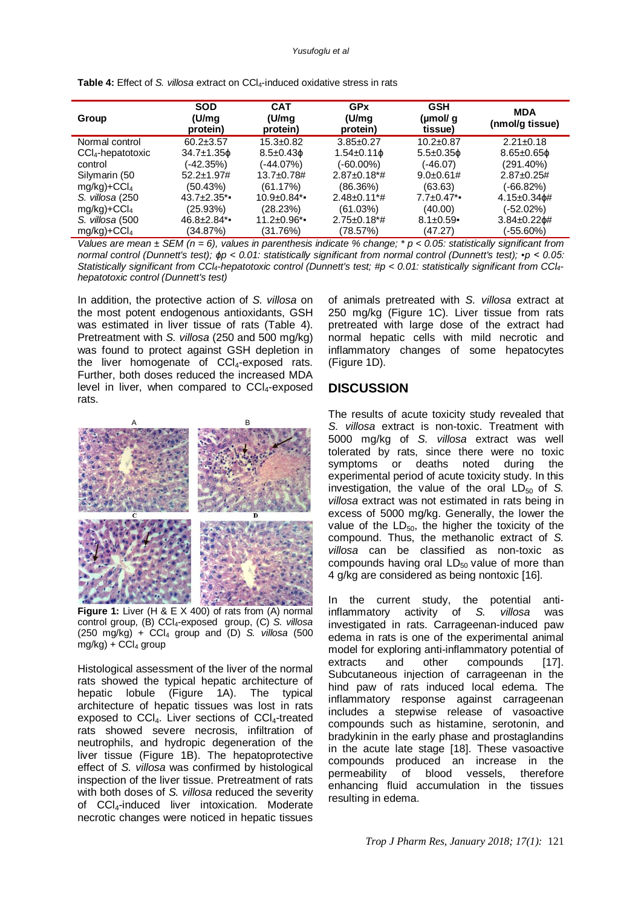**Table 4:** Effect of *S. villosa* extract on $CCl_4$-induced oxidative stress in rats

| Group | SOD (U/mg protein) | CAT (U/mg protein) | GPx (U/mg protein) | GSH (µmol/ g tissue) | MDA (nmol/g tissue) |
|---|---|---|---|---|---|
| Normal control | 60.2±3.57 | 15.3±0.82 | 3.85±0.27 | 10.2±0.87 | 2.21±0.18 |
| $CCl_4$-hepatotoxic control | 34.7±1.35ϕ (-42.35%) | 8.5±0.43ϕ (-44.07%) | 1.54±0.11ϕ (-60.00%) | 5.5±0.35ϕ (-46.07) | 8.65±0.65ϕ (291.40%) |
| Silymarin (50 mg/kg)+$CCl_4$ | 52.2±1.97# (50.43%) | 13.7±0.78# (61.17%) | 2.87±0.18*# (86.36%) | 9.0±0.61# (63.63) | 2.87±0.25# (-66.82%) |
| *S. villosa* (250 mg/kg)+$CCl_4$ | 43.7±2.35*▪ (25.93%) | 10.9±0.84*▪ (28.23%) | 2.48±0.11*# (61.03%) | 7.7±0.47*▪ (40.00) | 4.15±0.34ϕ# (-52.02%) |
| *S. villosa* (500 mg/kg)+$CCl_4$ | 46.8±2.84*▪ (34.87%) | 11.2±0.96*▪ (31.76%) | 2.75±0.18*# (78.57%) | 8.1±0.59▪ (47.27) | 3.84±0.22ϕ# (-55.60%) |

*Values are mean ± SEM (n = 6), values in parenthesis indicate % change; * p < 0.05: statistically significant from normal control (Dunnett's test); ϕp < 0.01: statistically significant from normal control (Dunnett's test); ▪p < 0.05: Statistically significant from $CCl_4$-hepatotoxic control (Dunnett's test; #p < 0.01: statistically significant from $CCl_4$-hepatotoxic control (Dunnett's test)*

In addition, the protective action of *S. villosa* on the most potent endogenous antioxidants, GSH was estimated in liver tissue of rats (Table 4). Pretreatment with *S. villosa* (250 and 500 mg/kg) was found to protect against GSH depletion in the liver homogenate of $CCl_4$-exposed rats. Further, both doses reduced the increased MDA level in liver, when compared to $CCl_4$-exposed rats.

**Figure 1:** Liver (H & E X 400) of rats from (A) normal control group, (B) $CCl_4$-exposed group, (C) *S. villosa* (250 mg/kg) + $CCl_4$ group and (D) *S. villosa* (500 mg/kg) + $CCl_4$ group

Histological assessment of the liver of the normal rats showed the typical hepatic architecture of hepatic lobule (Figure 1A). The typical architecture of hepatic tissues was lost in rats exposed to $CCl_4$. Liver sections of $CCl_4$-treated rats showed severe necrosis, infiltration of neutrophils, and hydropic degeneration of the liver tissue (Figure 1B). The hepatoprotective effect of *S. villosa* was confirmed by histological inspection of the liver tissue. Pretreatment of rats with both doses of *S. villosa* reduced the severity of $CCl_4$-induced liver intoxication. Moderate necrotic changes were noticed in hepatic tissues of animals pretreated with *S. villosa* extract at 250 mg/kg (Figure 1C). Liver tissue from rats pretreated with large dose of the extract had normal hepatic cells with mild necrotic and inflammatory changes of some hepatocytes (Figure 1D).

## DISCUSSION

The results of acute toxicity study revealed that *S. villosa* extract is non-toxic. Treatment with 5000 mg/kg of *S. villosa* extract was well tolerated by rats, since there were no toxic symptoms or deaths noted during the experimental period of acute toxicity study. In this investigation, the value of the oral $LD_{50}$ of *S. villosa* extract was not estimated in rats being in excess of 5000 mg/kg. Generally, the lower the value of the $LD_{50}$, the higher the toxicity of the compound. Thus, the methanolic extract of *S. villosa* can be classified as non-toxic as compounds having oral $LD_{50}$ value of more than 4 g/kg are considered as being nontoxic [16].

In the current study, the potential anti-inflammatory activity of *S. villosa* was investigated in rats. Carrageenan-induced paw edema in rats is one of the experimental animal model for exploring anti-inflammatory potential of extracts and other compounds [17]. Subcutaneous injection of carrageenan in the hind paw of rats induced local edema. The inflammatory response against carrageenan includes a stepwise release of vasoactive compounds such as histamine, serotonin, and bradykinin in the early phase and prostaglandins in the acute late stage [18]. These vasoactive compounds produced an increase in the permeability of blood vessels, therefore enhancing fluid accumulation in the tissues resulting in edema.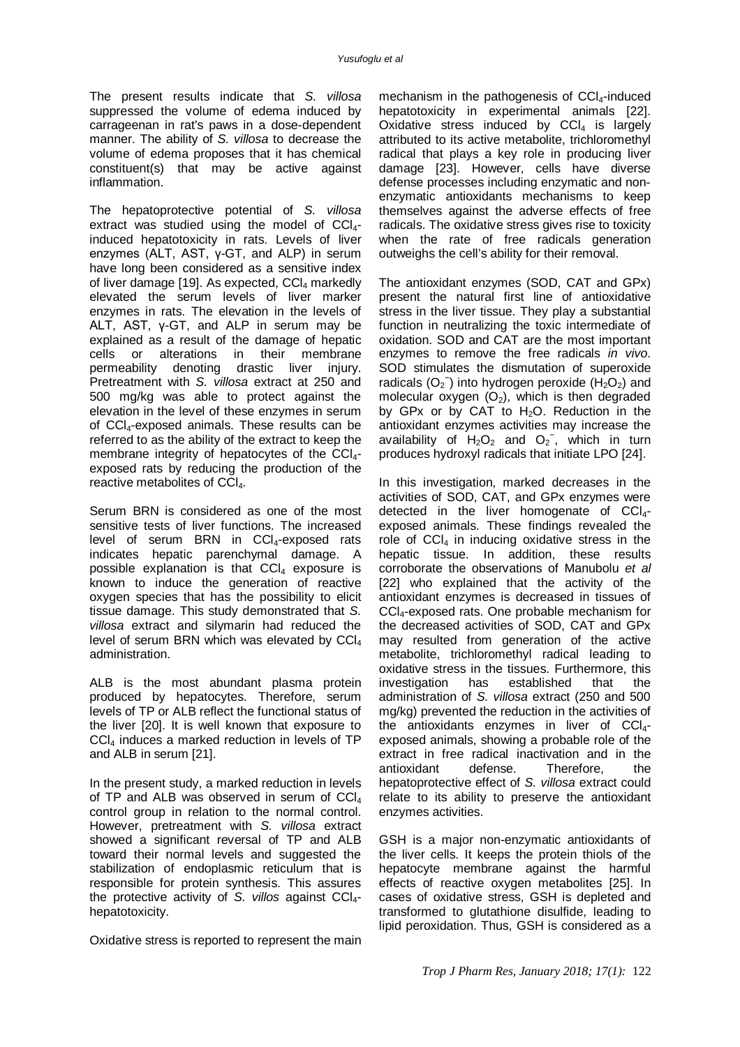The present results indicate that *S. villosa* suppressed the volume of edema induced by carrageenan in rat's paws in a dose-dependent manner. The ability of *S. villosa* to decrease the volume of edema proposes that it has chemical constituent(s) that may be active against inflammation.

The hepatoprotective potential of *S. villosa* extract was studied using the model of $CCl_4$-induced hepatotoxicity in rats. Levels of liver enzymes (ALT, AST, γ-GT, and ALP) in serum have long been considered as a sensitive index of liver damage [19]. As expected, $CCl_4$ markedly elevated the serum levels of liver marker enzymes in rats. The elevation in the levels of ALT, AST, γ-GT, and ALP in serum may be explained as a result of the damage of hepatic cells or alterations in their membrane permeability denoting drastic liver injury. Pretreatment with *S. villosa* extract at 250 and 500 mg/kg was able to protect against the elevation in the level of these enzymes in serum of $CCl_4$-exposed animals. These results can be referred to as the ability of the extract to keep the membrane integrity of hepatocytes of the $CCl_4$-exposed rats by reducing the production of the reactive metabolites of $CCl_4$.

Serum BRN is considered as one of the most sensitive tests of liver functions. The increased level of serum BRN in $CCl_4$-exposed rats indicates hepatic parenchymal damage. A possible explanation is that $CCl_4$ exposure is known to induce the generation of reactive oxygen species that has the possibility to elicit tissue damage. This study demonstrated that *S. villosa* extract and silymarin had reduced the level of serum BRN which was elevated by $CCl_4$ administration.

ALB is the most abundant plasma protein produced by hepatocytes. Therefore, serum levels of TP or ALB reflect the functional status of the liver [20]. It is well known that exposure to $CCl_4$ induces a marked reduction in levels of TP and ALB in serum [21].

In the present study, a marked reduction in levels of TP and ALB was observed in serum of $CCl_4$ control group in relation to the normal control. However, pretreatment with *S. villosa* extract showed a significant reversal of TP and ALB toward their normal levels and suggested the stabilization of endoplasmic reticulum that is responsible for protein synthesis. This assures the protective activity of *S. villos* against $CCl_4$-hepatotoxicity.

Oxidative stress is reported to represent the main mechanism in the pathogenesis of $CCl_4$-induced hepatotoxicity in experimental animals [22]. Oxidative stress induced by $CCl_4$ is largely attributed to its active metabolite, trichloromethyl radical that plays a key role in producing liver damage [23]. However, cells have diverse defense processes including enzymatic and non-enzymatic antioxidants mechanisms to keep themselves against the adverse effects of free radicals. The oxidative stress gives rise to toxicity when the rate of free radicals generation outweighs the cell's ability for their removal.

The antioxidant enzymes (SOD, CAT and GPx) present the natural first line of antioxidative stress in the liver tissue. They play a substantial function in neutralizing the toxic intermediate of oxidation. SOD and CAT are the most important enzymes to remove the free radicals *in vivo*. SOD stimulates the dismutation of superoxide radicals ($O_2^-$) into hydrogen peroxide ($H_2O_2$) and molecular oxygen ($O_2$), which is then degraded by GPx or by CAT to $H_2O$. Reduction in the antioxidant enzymes activities may increase the availability of $H_2O_2$ and $O_2^-$, which in turn produces hydroxyl radicals that initiate LPO [24].

In this investigation, marked decreases in the activities of SOD, CAT, and GPx enzymes were detected in the liver homogenate of $CCl_4$-exposed animals. These findings revealed the role of $CCl_4$ in inducing oxidative stress in the hepatic tissue. In addition, these results corroborate the observations of Manubolu *et al* [22] who explained that the activity of the antioxidant enzymes is decreased in tissues of $CCl_4$-exposed rats. One probable mechanism for the decreased activities of SOD, CAT and GPx may resulted from generation of the active metabolite, trichloromethyl radical leading to oxidative stress in the tissues. Furthermore, this investigation has established that the administration of *S. villosa* extract (250 and 500 mg/kg) prevented the reduction in the activities of the antioxidants enzymes in liver of $CCl_4$-exposed animals, showing a probable role of the extract in free radical inactivation and in the antioxidant defense. Therefore, the hepatoprotective effect of *S. villosa* extract could relate to its ability to preserve the antioxidant enzymes activities.

GSH is a major non-enzymatic antioxidants of the liver cells. It keeps the protein thiols of the hepatocyte membrane against the harmful effects of reactive oxygen metabolites [25]. In cases of oxidative stress, GSH is depleted and transformed to glutathione disulfide, leading to lipid peroxidation. Thus, GSH is considered as a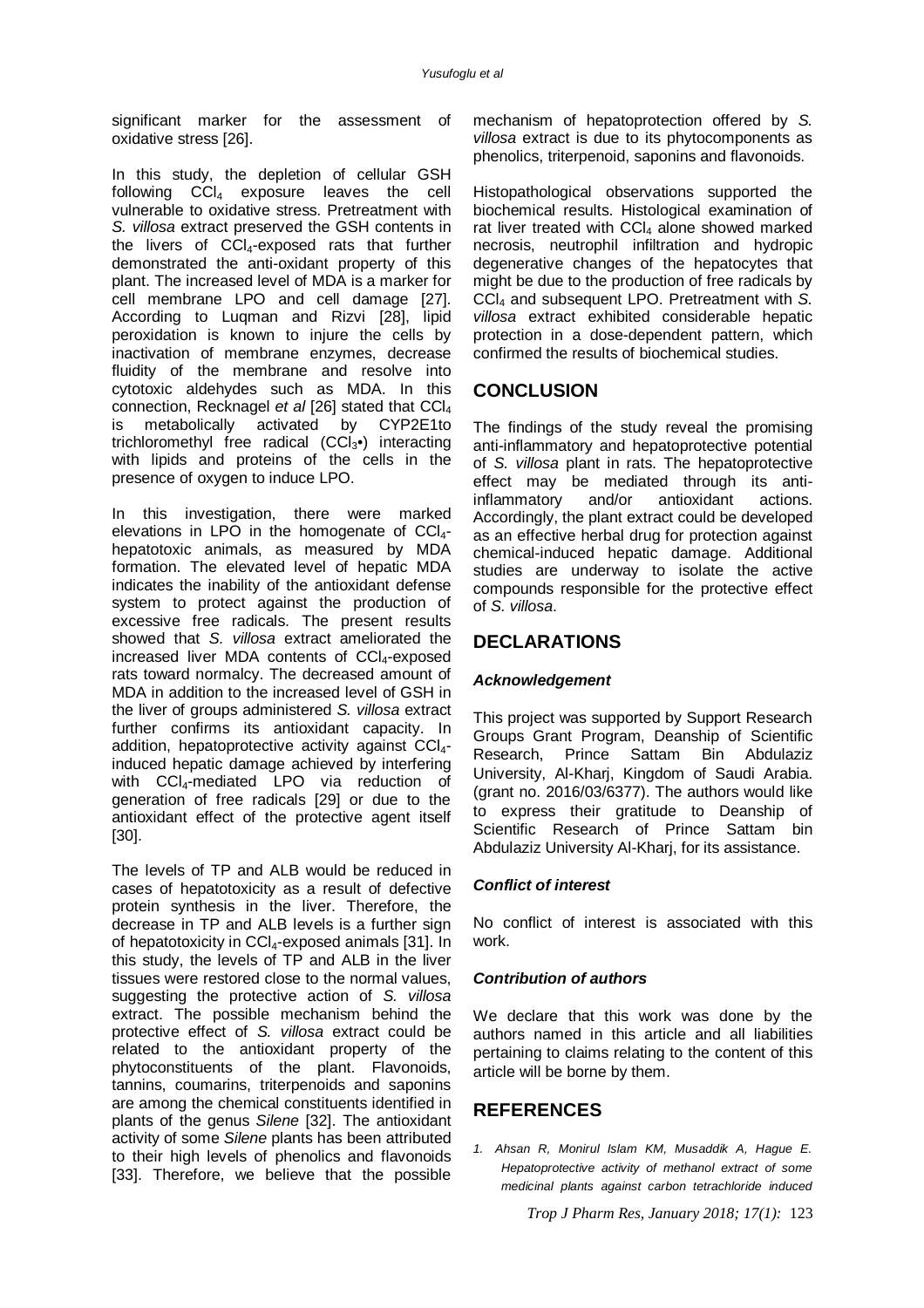significant marker for the assessment of oxidative stress [26].

In this study, the depletion of cellular GSH following $CCl_4$ exposure leaves the cell vulnerable to oxidative stress. Pretreatment with *S. villosa* extract preserved the GSH contents in the livers of $CCl_4$-exposed rats that further demonstrated the anti-oxidant property of this plant. The increased level of MDA is a marker for cell membrane LPO and cell damage [27]. According to Luqman and Rizvi [28], lipid peroxidation is known to injure the cells by inactivation of membrane enzymes, decrease fluidity of the membrane and resolve into cytotoxic aldehydes such as MDA. In this connection, Recknagel *et al* [26] stated that $CCl_4$ is metabolically activated by CYP2E1to trichloromethyl free radical ($CCl_3$•) interacting with lipids and proteins of the cells in the presence of oxygen to induce LPO.

In this investigation, there were marked elevations in LPO in the homogenate of $CCl_4$-hepatotoxic animals, as measured by MDA formation. The elevated level of hepatic MDA indicates the inability of the antioxidant defense system to protect against the production of excessive free radicals. The present results showed that *S. villosa* extract ameliorated the increased liver MDA contents of $CCl_4$-exposed rats toward normalcy. The decreased amount of MDA in addition to the increased level of GSH in the liver of groups administered *S. villosa* extract further confirms its antioxidant capacity. In addition, hepatoprotective activity against $CCl_4$-induced hepatic damage achieved by interfering with $CCl_4$-mediated LPO via reduction of generation of free radicals [29] or due to the antioxidant effect of the protective agent itself [30].

The levels of TP and ALB would be reduced in cases of hepatotoxicity as a result of defective protein synthesis in the liver. Therefore, the decrease in TP and ALB levels is a further sign of hepatotoxicity in $CCl_4$-exposed animals [31]. In this study, the levels of TP and ALB in the liver tissues were restored close to the normal values, suggesting the protective action of *S. villosa* extract. The possible mechanism behind the protective effect of *S. villosa* extract could be related to the antioxidant property of the phytoconstituents of the plant. Flavonoids, tannins, coumarins, triterpenoids and saponins are among the chemical constituents identified in plants of the genus *Silene* [32]. The antioxidant activity of some *Silene* plants has been attributed to their high levels of phenolics and flavonoids [33]. Therefore, we believe that the possible mechanism of hepatoprotection offered by *S. villosa* extract is due to its phytocomponents as phenolics, triterpenoid, saponins and flavonoids.

Histopathological observations supported the biochemical results. Histological examination of rat liver treated with $CCl_4$ alone showed marked necrosis, neutrophil infiltration and hydropic degenerative changes of the hepatocytes that might be due to the production of free radicals by $CCl_4$ and subsequent LPO. Pretreatment with *S. villosa* extract exhibited considerable hepatic protection in a dose-dependent pattern, which confirmed the results of biochemical studies.

## CONCLUSION

The findings of the study reveal the promising anti-inflammatory and hepatoprotective potential of *S. villosa* plant in rats. The hepatoprotective effect may be mediated through its anti-inflammatory and/or antioxidant actions. Accordingly, the plant extract could be developed as an effective herbal drug for protection against chemical-induced hepatic damage. Additional studies are underway to isolate the active compounds responsible for the protective effect of *S. villosa*.

## DECLARATIONS

### *Acknowledgement*

This project was supported by Support Research Groups Grant Program, Deanship of Scientific Research, Prince Sattam Bin Abdulaziz University, Al-Kharj, Kingdom of Saudi Arabia. (grant no. 2016/03/6377). The authors would like to express their gratitude to Deanship of Scientific Research of Prince Sattam bin Abdulaziz University Al-Kharj, for its assistance.

### *Conflict of interest*

No conflict of interest is associated with this work.

### *Contribution of authors*

We declare that this work was done by the authors named in this article and all liabilities pertaining to claims relating to the content of this article will be borne by them.

## REFERENCES

1. *Ahsan R, Monirul Islam KM, Musaddik A, Hague E. Hepatoprotective activity of methanol extract of some medicinal plants against carbon tetrachloride induced*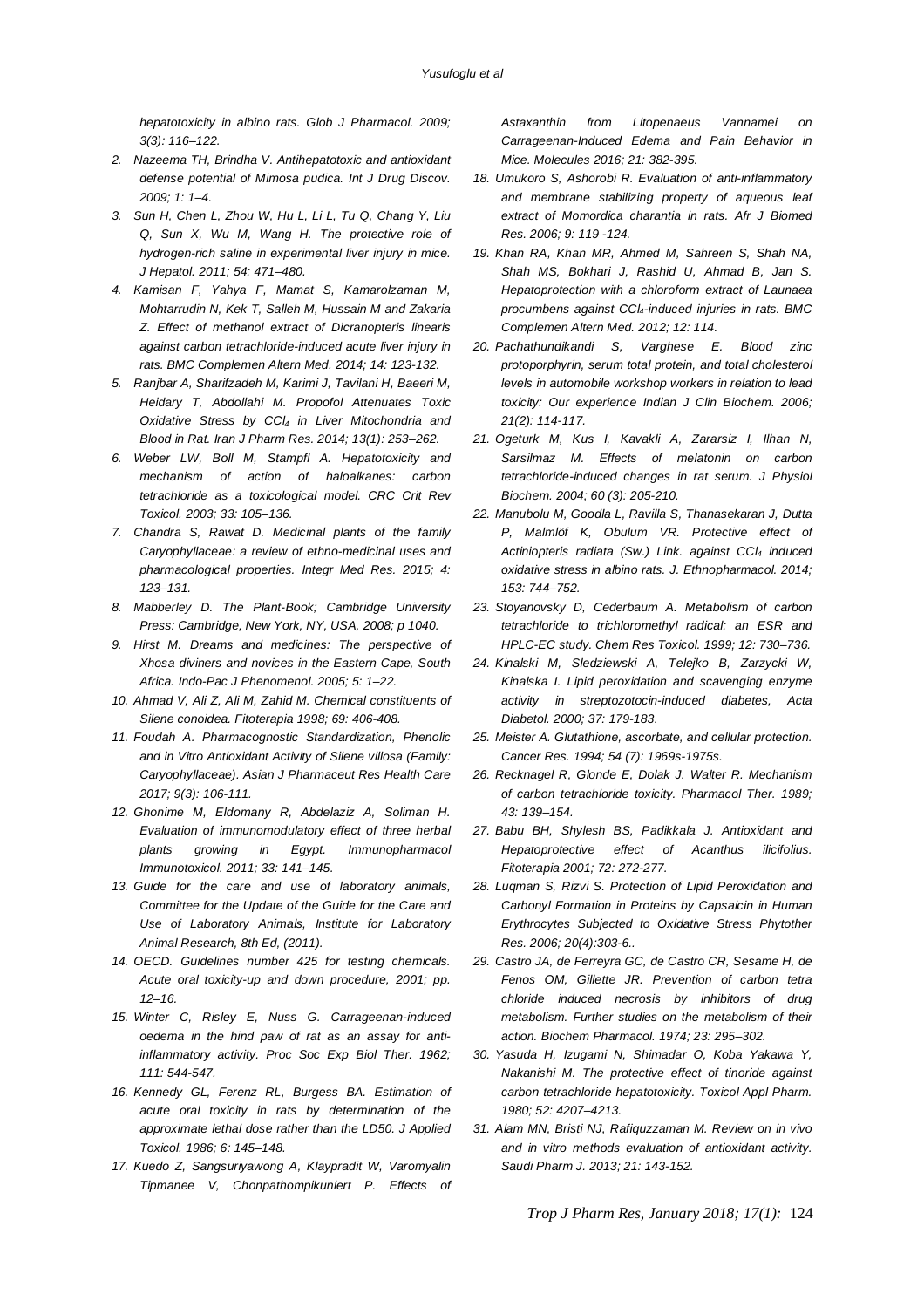*hepatotoxicity in albino rats. Glob J Pharmacol. 2009; 3(3): 116–122.*

2. *Nazeema TH, Brindha V. Antihepatotoxic and antioxidant defense potential of Mimosa pudica. Int J Drug Discov. 2009; 1: 1–4.*
3. *Sun H, Chen L, Zhou W, Hu L, Li L, Tu Q, Chang Y, Liu Q, Sun X, Wu M, Wang H. The protective role of hydrogen-rich saline in experimental liver injury in mice. J Hepatol. 2011; 54: 471–480.*
4. *Kamisan F, Yahya F, Mamat S, Kamarolzaman M, Mohtarrudin N, Kek T, Salleh M, Hussain M and Zakaria Z. Effect of methanol extract of Dicranopteris linearis against carbon tetrachloride-induced acute liver injury in rats. BMC Complemen Altern Med. 2014; 14: 123-132.*
5. *Ranjbar A, Sharifzadeh M, Karimi J, Tavilani H, Baeeri M, Heidary T, Abdollahi M. Propofol Attenuates Toxic Oxidative Stress by $CCl_4$ in Liver Mitochondria and Blood in Rat. Iran J Pharm Res. 2014; 13(1): 253–262.*
6. *Weber LW, Boll M, Stampfl A. Hepatotoxicity and mechanism of action of haloalkanes: carbon tetrachloride as a toxicological model. CRC Crit Rev Toxicol. 2003; 33: 105–136.*
7. *Chandra S, Rawat D. Medicinal plants of the family Caryophyllaceae: a review of ethno-medicinal uses and pharmacological properties. Integr Med Res. 2015; 4: 123–131.*
8. *Mabberley D. The Plant-Book; Cambridge University Press: Cambridge, New York, NY, USA, 2008; p 1040.*
9. *Hirst M. Dreams and medicines: The perspective of Xhosa diviners and novices in the Eastern Cape, South Africa. Indo-Pac J Phenomenol. 2005; 5: 1–22.*
10. *Ahmad V, Ali Z, Ali M, Zahid M. Chemical constituents of Silene conoidea. Fitoterapia 1998; 69: 406-408.*
11. *Foudah A. Pharmacognostic Standardization, Phenolic and in Vitro Antioxidant Activity of Silene villosa (Family: Caryophyllaceae). Asian J Pharmaceut Res Health Care 2017; 9(3): 106-111.*
12. *Ghonime M, Eldomany R, Abdelaziz A, Soliman H. Evaluation of immunomodulatory effect of three herbal plants growing in Egypt. Immunopharmacol Immunotoxicol. 2011; 33: 141–145.*
13. *Guide for the care and use of laboratory animals, Committee for the Update of the Guide for the Care and Use of Laboratory Animals, Institute for Laboratory Animal Research, 8th Ed, (2011).*
14. *OECD. Guidelines number 425 for testing chemicals. Acute oral toxicity-up and down procedure, 2001; pp. 12–16.*
15. *Winter C, Risley E, Nuss G. Carrageenan-induced oedema in the hind paw of rat as an assay for anti-inflammatory activity. Proc Soc Exp Biol Ther. 1962; 111: 544-547.*
16. *Kennedy GL, Ferenz RL, Burgess BA. Estimation of acute oral toxicity in rats by determination of the approximate lethal dose rather than the LD50. J Applied Toxicol. 1986; 6: 145–148.*
17. *Kuedo Z, Sangsuriyawong A, Klaypradit W, Varomyalin Tipmanee V, Chonpathompikunlert P. Effects of Astaxanthin from Litopenaeus Vannamei on Carrageenan-Induced Edema and Pain Behavior in Mice. Molecules 2016; 21: 382-395.*
18. *Umukoro S, Ashorobi R. Evaluation of anti-inflammatory and membrane stabilizing property of aqueous leaf extract of Momordica charantia in rats. Afr J Biomed Res. 2006; 9: 119 -124.*
19. *Khan RA, Khan MR, Ahmed M, Sahreen S, Shah NA, Shah MS, Bokhari J, Rashid U, Ahmad B, Jan S. Hepatoprotection with a chloroform extract of Launaea procumbens against $CCl_4$-induced injuries in rats. BMC Complemen Altern Med. 2012; 12: 114.*
20. *Pachathundikandi S, Varghese E. Blood zinc protoporphyrin, serum total protein, and total cholesterol levels in automobile workshop workers in relation to lead toxicity: Our experience Indian J Clin Biochem. 2006; 21(2): 114-117.*
21. *Ogeturk M, Kus I, Kavakli A, Zararsiz I, Ilhan N, Sarsilmaz M. Effects of melatonin on carbon tetrachloride-induced changes in rat serum. J Physiol Biochem. 2004; 60 (3): 205-210.*
22. *Manubolu M, Goodla L, Ravilla S, Thanasekaran J, Dutta P, Malmlöf K, Obulum VR. Protective effect of Actiniopteris radiata (Sw.) Link. against $CCl_4$ induced oxidative stress in albino rats. J. Ethnopharmacol. 2014; 153: 744–752.*
23. *Stoyanovsky D, Cederbaum A. Metabolism of carbon tetrachloride to trichloromethyl radical: an ESR and HPLC-EC study. Chem Res Toxicol. 1999; 12: 730–736.*
24. *Kinalski M, Sledziewski A, Telejko B, Zarzycki W, Kinalska I. Lipid peroxidation and scavenging enzyme activity in streptozotocin-induced diabetes, Acta Diabetol. 2000; 37: 179-183.*
25. *Meister A. Glutathione, ascorbate, and cellular protection. Cancer Res. 1994; 54 (7): 1969s-1975s.*
26. *Recknagel R, Glonde E, Dolak J. Walter R. Mechanism of carbon tetrachloride toxicity. Pharmacol Ther. 1989; 43: 139–154.*
27. *Babu BH, Shylesh BS, Padikkala J. Antioxidant and Hepatoprotective effect of Acanthus ilicifolius. Fitoterapia 2001; 72: 272-277.*
28. *Luqman S, Rizvi S. Protection of Lipid Peroxidation and Carbonyl Formation in Proteins by Capsaicin in Human Erythrocytes Subjected to Oxidative Stress Phytother Res. 2006; 20(4):303-6..*
29. *Castro JA, de Ferreyra GC, de Castro CR, Sesame H, de Fenos OM, Gillette JR. Prevention of carbon tetra chloride induced necrosis by inhibitors of drug metabolism. Further studies on the metabolism of their action. Biochem Pharmacol. 1974; 23: 295–302.*
30. *Yasuda H, Izugami N, Shimadar O, Koba Yakawa Y, Nakanishi M. The protective effect of tinoride against carbon tetrachloride hepatotoxicity. Toxicol Appl Pharm. 1980; 52: 4207–4213.*
31. *Alam MN, Bristi NJ, Rafiquzzaman M. Review on in vivo and in vitro methods evaluation of antioxidant activity. Saudi Pharm J. 2013; 21: 143-152.*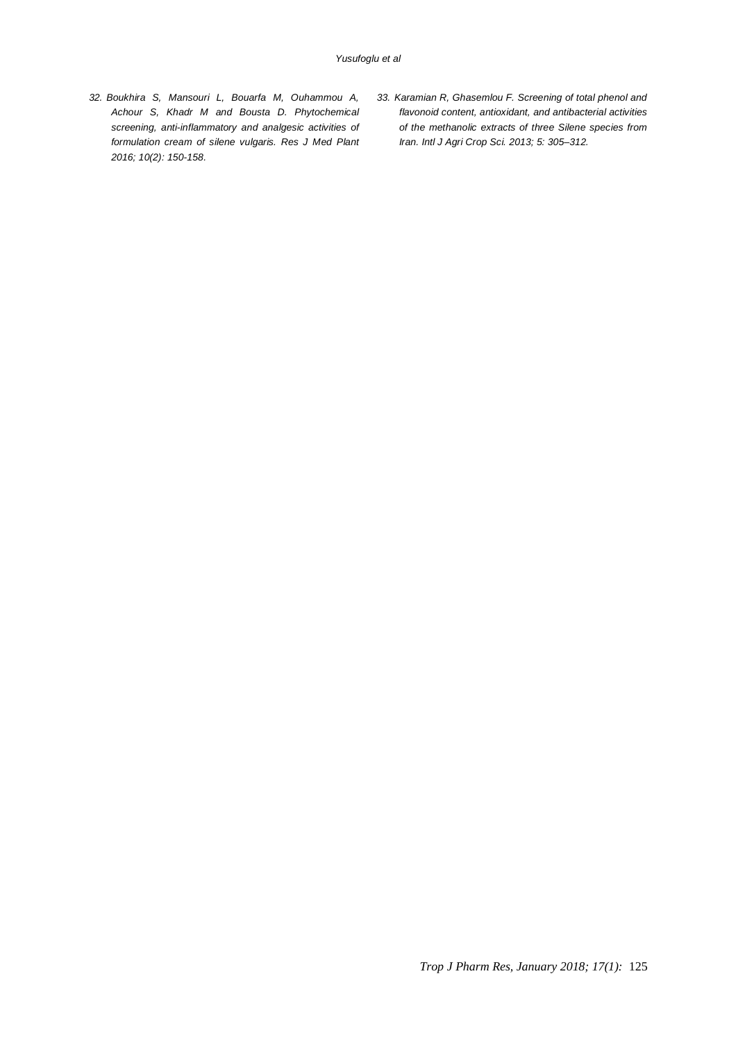32. Boukhira S, Mansouri L, Bouarfa M, Ouhammou A, Achour S, Khadr M and Bousta D. Phytochemical screening, anti-inflammatory and analgesic activities of formulation cream of silene vulgaris. Res J Med Plant 2016; 10(2): 150-158.

33. Karamian R, Ghasemlou F. Screening of total phenol and flavonoid content, antioxidant, and antibacterial activities of the methanolic extracts of three Silene species from Iran. Intl J Agri Crop Sci. 2013; 5: 305–312.